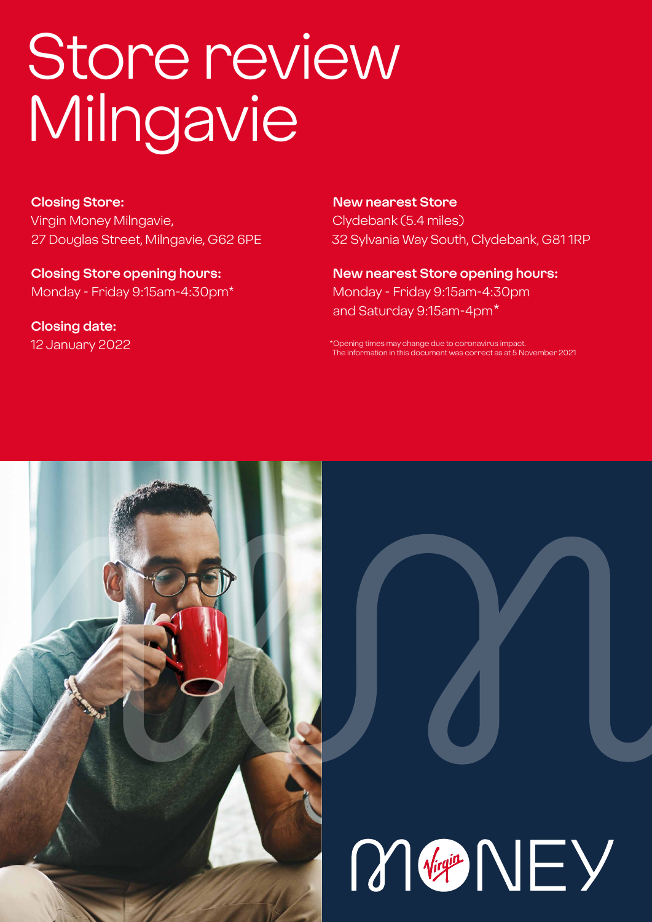# Store review Milngavie

**Closing Store:**
Virgin Money Milngavie,
27 Douglas Street, Milngavie, G62 6PE

**Closing Store opening hours:**
Monday - Friday 9:15am-4:30pm*

**Closing date:**
12 January 2022

**New nearest Store**
Clydebank (5.4 miles)
32 Sylvania Way South, Clydebank, G81 1RP

**New nearest Store opening hours:**
Monday - Friday 9:15am-4:30pm
and Saturday 9:15am-4pm*

*Opening times may change due to coronavirus impact.
The information in this document was correct as at 5 November 2021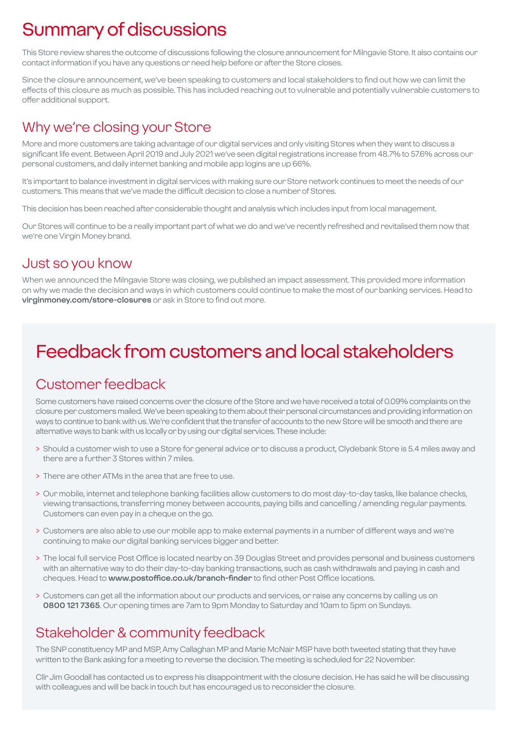# Summary of discussions

This Store review shares the outcome of discussions following the closure announcement for Milngavie Store. It also contains our contact information if you have any questions or need help before or after the Store closes.

Since the closure announcement, we've been speaking to customers and local stakeholders to find out how we can limit the effects of this closure as much as possible. This has included reaching out to vulnerable and potentially vulnerable customers to offer additional support.

## Why we're closing your Store

More and more customers are taking advantage of our digital services and only visiting Stores when they want to discuss a significant life event. Between April 2019 and July 2021 we've seen digital registrations increase from 48.7% to 57.6% across our personal customers, and daily internet banking and mobile app logins are up 66%.

It's important to balance investment in digital services with making sure our Store network continues to meet the needs of our customers. This means that we've made the difficult decision to close a number of Stores.

This decision has been reached after considerable thought and analysis which includes input from local management.

Our Stores will continue to be a really important part of what we do and we've recently refreshed and revitalised them now that we're one Virgin Money brand.

## Just so you know

When we announced the Milngavie Store was closing, we published an impact assessment. This provided more information on why we made the decision and ways in which customers could continue to make the most of our banking services. Head to **virginmoney.com/store-closures** or ask in Store to find out more.

# Feedback from customers and local stakeholders

## Customer feedback

Some customers have raised concerns over the closure of the Store and we have received a total of 0.09% complaints on the closure per customers mailed. We've been speaking to them about their personal circumstances and providing information on ways to continue to bank with us. We're confident that the transfer of accounts to the new Store will be smooth and there are alternative ways to bank with us locally or by using our digital services. These include:

- Should a customer wish to use a Store for general advice or to discuss a product, Clydebank Store is 5.4 miles away and there are a further 3 Stores within 7 miles.
- There are other ATMs in the area that are free to use.
- Our mobile, internet and telephone banking facilities allow customers to do most day-to-day tasks, like balance checks, viewing transactions, transferring money between accounts, paying bills and cancelling / amending regular payments. Customers can even pay in a cheque on the go.
- Customers are also able to use our mobile app to make external payments in a number of different ways and we're continuing to make our digital banking services bigger and better.
- The local full service Post Office is located nearby on 39 Douglas Street and provides personal and business customers with an alternative way to do their day-to-day banking transactions, such as cash withdrawals and paying in cash and cheques. Head to **www.postoffice.co.uk/branch-finder** to find other Post Office locations.
- Customers can get all the information about our products and services, or raise any concerns by calling us on **0800 121 7365**. Our opening times are 7am to 9pm Monday to Saturday and 10am to 5pm on Sundays.

## Stakeholder & community feedback

The SNP constituency MP and MSP, Amy Callaghan MP and Marie McNair MSP have both tweeted stating that they have written to the Bank asking for a meeting to reverse the decision. The meeting is scheduled for 22 November.

Cllr Jim Goodall has contacted us to express his disappointment with the closure decision. He has said he will be discussing with colleagues and will be back in touch but has encouraged us to reconsider the closure.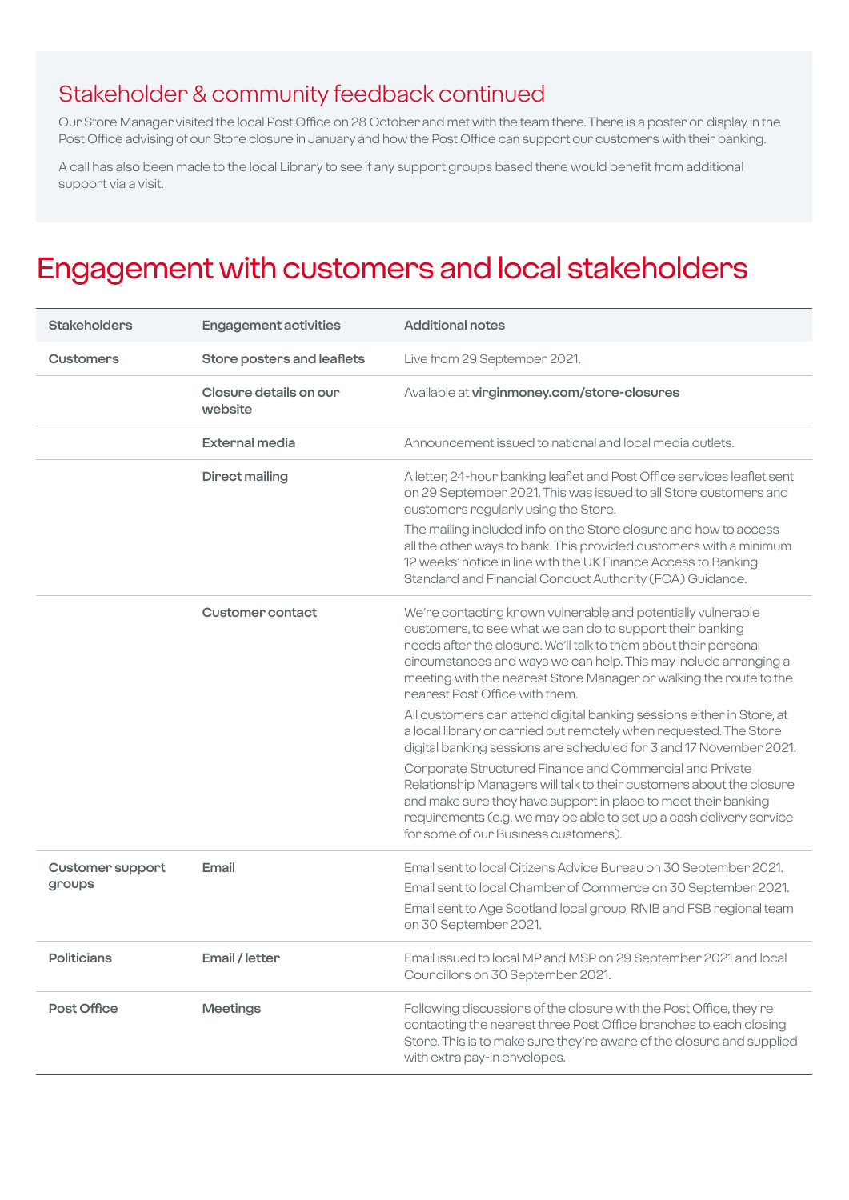## Stakeholder & community feedback continued

Our Store Manager visited the local Post Office on 28 October and met with the team there. There is a poster on display in the Post Office advising of our Store closure in January and how the Post Office can support our customers with their banking.

A call has also been made to the local Library to see if any support groups based there would benefit from additional support via a visit.

# Engagement with customers and local stakeholders

| Stakeholders | Engagement activities | Additional notes |
|---|---|---|
| **Customers** | **Store posters and leaflets** | Live from 29 September 2021. |
| | **Closure details on our website** | Available at **virginmoney.com/store-closures** |
| | **External media** | Announcement issued to national and local media outlets. |
| | **Direct mailing** | A letter, 24-hour banking leaflet and Post Office services leaflet sent on 29 September 2021. This was issued to all Store customers and customers regularly using the Store.<br><br>The mailing included info on the Store closure and how to access all the other ways to bank. This provided customers with a minimum 12 weeks' notice in line with the UK Finance Access to Banking Standard and Financial Conduct Authority (FCA) Guidance. |
| | **Customer contact** | We're contacting known vulnerable and potentially vulnerable customers, to see what we can do to support their banking needs after the closure. We'll talk to them about their personal circumstances and ways we can help. This may include arranging a meeting with the nearest Store Manager or walking the route to the nearest Post Office with them.<br><br>All customers can attend digital banking sessions either in Store, at a local library or carried out remotely when requested. The Store digital banking sessions are scheduled for 3 and 17 November 2021.<br><br>Corporate Structured Finance and Commercial and Private Relationship Managers will talk to their customers about the closure and make sure they have support in place to meet their banking requirements (e.g. we may be able to set up a cash delivery service for some of our Business customers). |
| **Customer support groups** | **Email** | Email sent to local Citizens Advice Bureau on 30 September 2021.<br><br>Email sent to local Chamber of Commerce on 30 September 2021.<br><br>Email sent to Age Scotland local group, RNIB and FSB regional team on 30 September 2021. |
| **Politicians** | **Email / letter** | Email issued to local MP and MSP on 29 September 2021 and local Councillors on 30 September 2021. |
| **Post Office** | **Meetings** | Following discussions of the closure with the Post Office, they're contacting the nearest three Post Office branches to each closing Store. This is to make sure they're aware of the closure and supplied with extra pay-in envelopes. |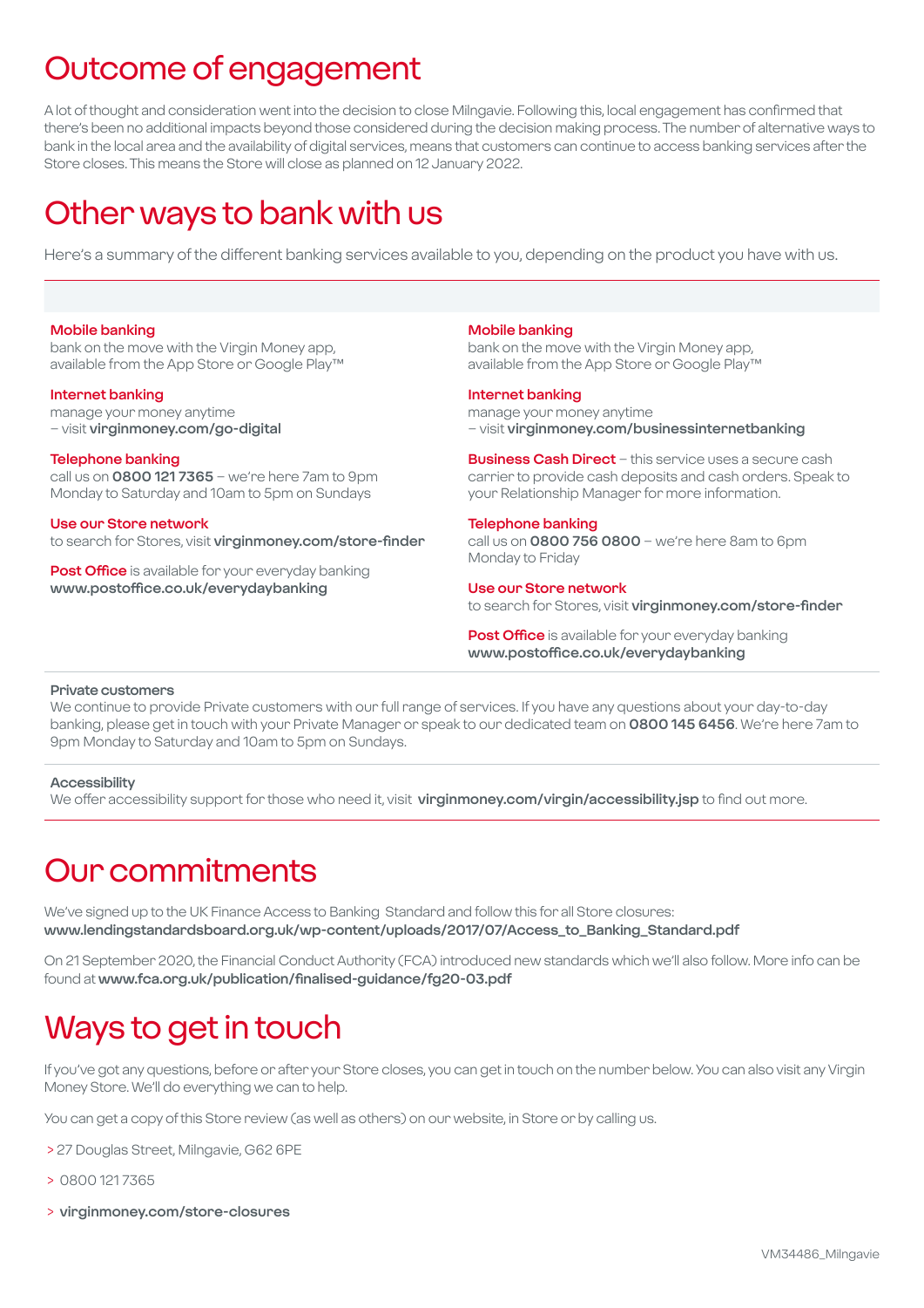# Outcome of engagement

A lot of thought and consideration went into the decision to close Milngavie. Following this, local engagement has confirmed that there's been no additional impacts beyond those considered during the decision making process. The number of alternative ways to bank in the local area and the availability of digital services, means that customers can continue to access banking services after the Store closes. This means the Store will close as planned on 12 January 2022.

# Other ways to bank with us

Here's a summary of the different banking services available to you, depending on the product you have with us.

**Mobile banking**
bank on the move with the Virgin Money app, available from the App Store or Google Play™

**Internet banking**
manage your money anytime
– visit **virginmoney.com/go-digital**

**Telephone banking**
call us on **0800 121 7365** – we're here 7am to 9pm Monday to Saturday and 10am to 5pm on Sundays

**Use our Store network**
to search for Stores, visit **virginmoney.com/store-finder**

**Post Office** is available for your everyday banking
**www.postoffice.co.uk/everydaybanking**

**Mobile banking**
bank on the move with the Virgin Money app, available from the App Store or Google Play™

**Internet banking**
manage your money anytime
– visit **virginmoney.com/businessinternetbanking**

**Business Cash Direct** – this service uses a secure cash carrier to provide cash deposits and cash orders. Speak to your Relationship Manager for more information.

**Telephone banking**
call us on **0800 756 0800** – we're here 8am to 6pm Monday to Friday

**Use our Store network**
to search for Stores, visit **virginmoney.com/store-finder**

**Post Office** is available for your everyday banking
**www.postoffice.co.uk/everydaybanking**

**Private customers**
We continue to provide Private customers with our full range of services. If you have any questions about your day-to-day banking, please get in touch with your Private Manager or speak to our dedicated team on **0800 145 6456**. We're here 7am to 9pm Monday to Saturday and 10am to 5pm on Sundays.

**Accessibility**
We offer accessibility support for those who need it, visit **virginmoney.com/virgin/accessibility.jsp** to find out more.

# Our commitments

We've signed up to the UK Finance Access to Banking Standard and follow this for all Store closures:
**www.lendingstandardsboard.org.uk/wp-content/uploads/2017/07/Access_to_Banking_Standard.pdf**

On 21 September 2020, the Financial Conduct Authority (FCA) introduced new standards which we'll also follow. More info can be found at **www.fca.org.uk/publication/finalised-guidance/fg20-03.pdf**

# Ways to get in touch

If you've got any questions, before or after your Store closes, you can get in touch on the number below. You can also visit any Virgin Money Store. We'll do everything we can to help.

You can get a copy of this Store review (as well as others) on our website, in Store or by calling us.

> 27 Douglas Street, Milngavie, G62 6PE

> 0800 121 7365

> **virginmoney.com/store-closures**

VM34486_Milngavie